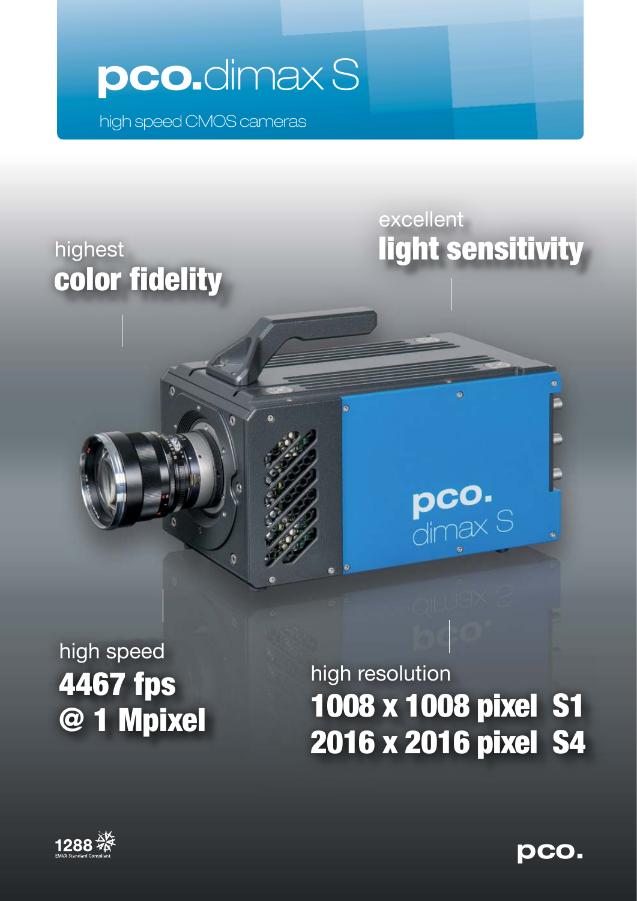# pco.dimax S

high speed CMOS cameras

highest
**color fidelity**

excellent
**light sensitivity**

high speed
**4467 fps**
**@ 1 Mpixel**

high resolution
**1008 x 1008 pixel S1**
**2016 x 2016 pixel S4**

1288 EMVA Standard Compliant

pco.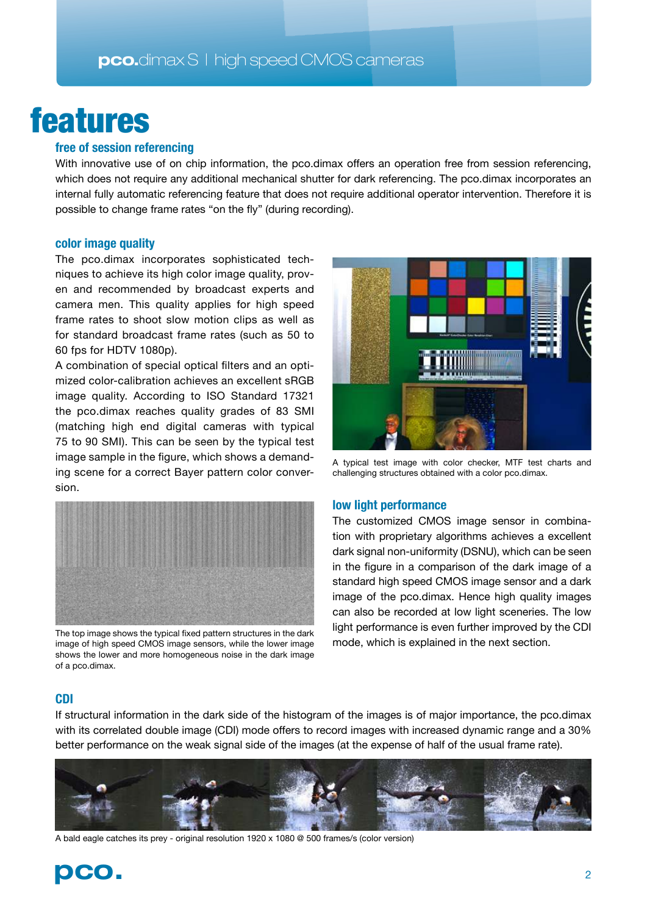# features

### free of session referencing

With innovative use of on chip information, the pco.dimax offers an operation free from session referencing, which does not require any additional mechanical shutter for dark referencing. The pco.dimax incorporates an internal fully automatic referencing feature that does not require additional operator intervention. Therefore it is possible to change frame rates “on the fly” (during recording).

### color image quality

The pco.dimax incorporates sophisticated techniques to achieve its high color image quality, proven and recommended by broadcast experts and camera men. This quality applies for high speed frame rates to shoot slow motion clips as well as for standard broadcast frame rates (such as 50 to 60 fps for HDTV 1080p).

A combination of special optical filters and an optimized color-calibration achieves an excellent sRGB image quality. According to ISO Standard 17321 the pco.dimax reaches quality grades of 83 SMI (matching high end digital cameras with typical 75 to 90 SMI). This can be seen by the typical test image sample in the figure, which shows a demanding scene for a correct Bayer pattern color conversion.

A typical test image with color checker, MTF test charts and challenging structures obtained with a color pco.dimax.

The top image shows the typical fixed pattern structures in the dark image of high speed CMOS image sensors, while the lower image shows the lower and more homogeneous noise in the dark image of a pco.dimax.

### low light performance

The customized CMOS image sensor in combination with proprietary algorithms achieves a excellent dark signal non-uniformity (DSNU), which can be seen in the figure in a comparison of the dark image of a standard high speed CMOS image sensor and a dark image of the pco.dimax. Hence high quality images can also be recorded at low light sceneries. The low light performance is even further improved by the CDI mode, which is explained in the next section.

### CDI

If structural information in the dark side of the histogram of the images is of major importance, the pco.dimax with its correlated double image (CDI) mode offers to record images with increased dynamic range and a 30% better performance on the weak signal side of the images (at the expense of half of the usual frame rate).

A bald eagle catches its prey - original resolution 1920 x 1080 @ 500 frames/s (color version)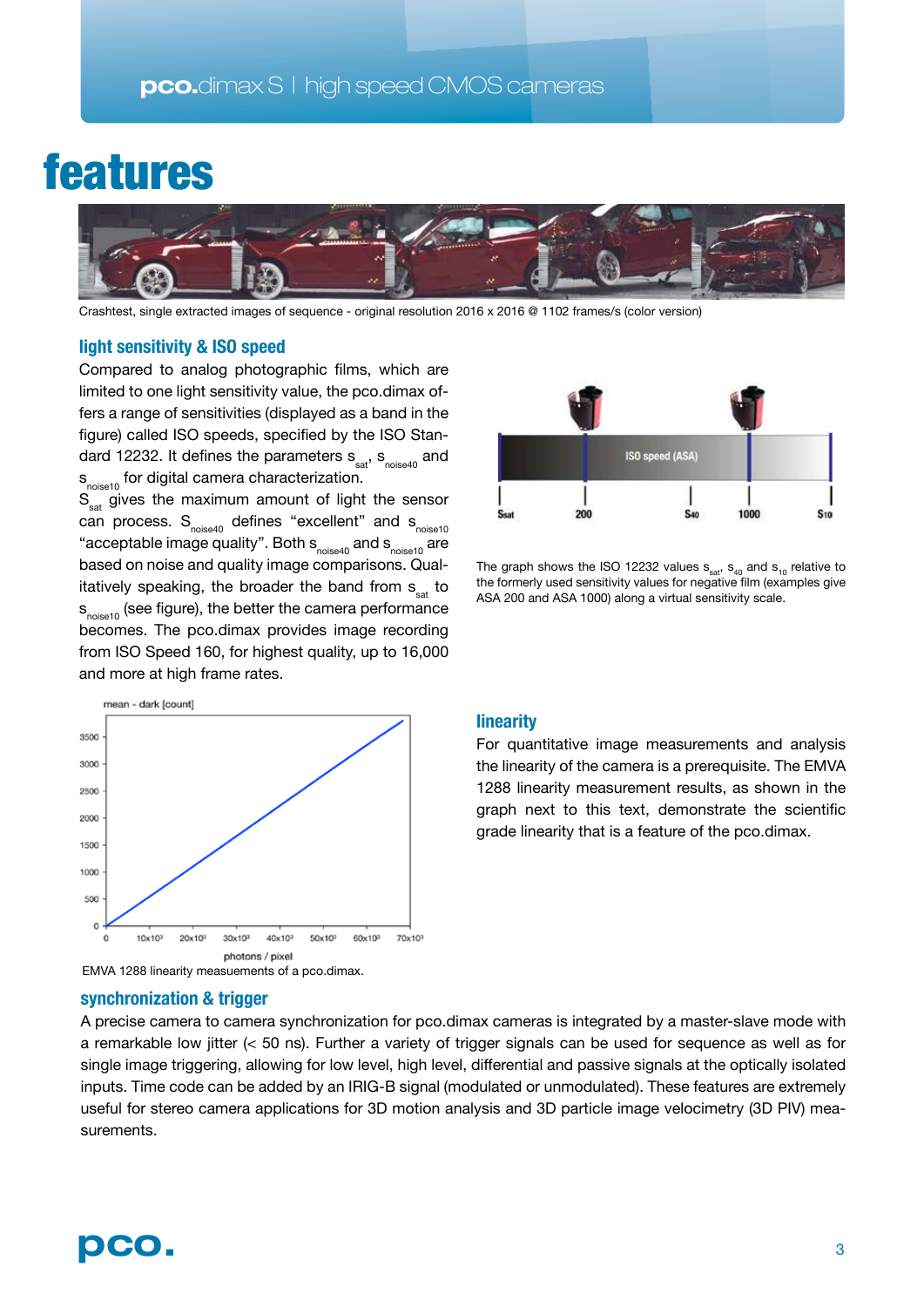# features

Crashtest, single extracted images of sequence - original resolution 2016 x 2016 @ 1102 frames/s (color version)

## light sensitivity & ISO speed

Compared to analog photographic films, which are limited to one light sensitivity value, the pco.dimax offers a range of sensitivities (displayed as a band in the figure) called ISO speeds, specified by the ISO Standard 12232. It defines the parameters $s_{sat}$, $s_{noise40}$ and $s_{noise10}$ for digital camera characterization.

$S_{sat}$ gives the maximum amount of light the sensor can process. $S_{noise40}$ defines "excellent" and $s_{noise10}$ "acceptable image quality". Both $s_{noise40}$ and $s_{noise10}$ are based on noise and quality image comparisons. Qualitatively speaking, the broader the band from $s_{sat}$ to $s_{noise10}$ (see figure), the better the camera performance becomes. The pco.dimax provides image recording from ISO Speed 160, for highest quality, up to 16,000 and more at high frame rates.

The graph shows the ISO 12232 values $s_{sat}$, $s_{40}$ and $s_{10}$ relative to the formerly used sensitivity values for negative film (examples give ASA 200 and ASA 1000) along a virtual sensitivity scale.

EMVA 1288 linearity meausements of a pco.dimax.

## linearity

For quantitative image measurements and analysis the linearity of the camera is a prerequisite. The EMVA 1288 linearity measurement results, as shown in the graph next to this text, demonstrate the scientific grade linearity that is a feature of the pco.dimax.

## synchronization & trigger

A precise camera to camera synchronization for pco.dimax cameras is integrated by a master-slave mode with a remarkable low jitter (< 50 ns). Further a variety of trigger signals can be used for sequence as well as for single image triggering, allowing for low level, high level, differential and passive signals at the optically isolated inputs. Time code can be added by an IRIG-B signal (modulated or unmodulated). These features are extremely useful for stereo camera applications for 3D motion analysis and 3D particle image velocimetry (3D PIV) measurements.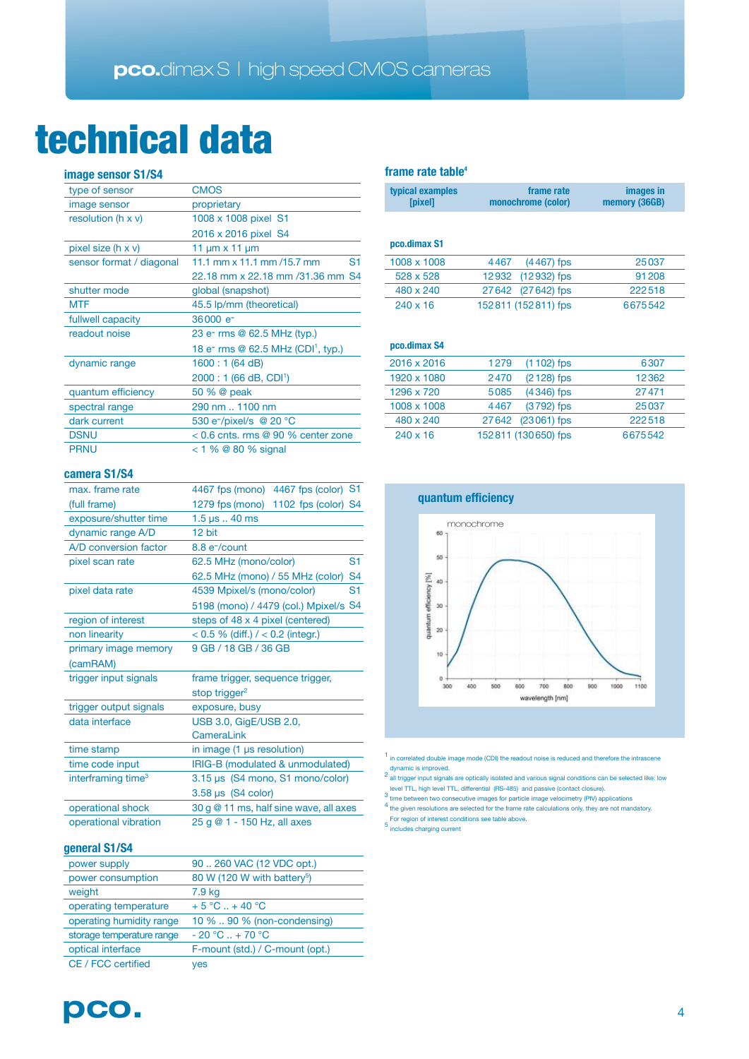# technical data

### image sensor S1/S4

| | |
|---|---|
| type of sensor | CMOS |
| image sensor | proprietary |
| resolution (h x v) | 1008 x 1008 pixel S1 |
| | 2016 x 2016 pixel S4 |
| pixel size (h x v) | 11 µm x 11 µm |
| sensor format / diagonal | 11.1 mm x 11.1 mm /15.7 mm S1 |
| | 22.18 mm x 22.18 mm /31.36 mm S4 |
| shutter mode | global (snapshot) |
| MTF | 45.5 lp/mm (theoretical) |
| fullwell capacity | 36 000 e⁻ |
| readout noise | 23 e⁻ rms @ 62.5 MHz (typ.) |
| | 18 e⁻ rms @ 62.5 MHz (CDI[1], typ.) |
| dynamic range | 1600 : 1 (64 dB) |
| | 2000 : 1 (66 dB, CDI[1]) |
| quantum efficiency | 50 % @ peak |
| spectral range | 290 nm .. 1100 nm |
| dark current | 530 e⁻/pixel/s @ 20 °C |
| DSNU | < 0.6 cnts. rms @ 90 % center zone |
| PRNU | < 1 % @ 80 % signal |

### camera S1/S4

| | |
|---|---|
| max. frame rate | 4467 fps (mono) 4467 fps (color) S1 |
| (full frame) | 1279 fps (mono) 1102 fps (color) S4 |
| exposure/shutter time | 1.5 µs .. 40 ms |
| dynamic range A/D | 12 bit |
| A/D conversion factor | 8.8 e⁻/count |
| pixel scan rate | 62.5 MHz (mono/color) S1 |
| | 62.5 MHz (mono) / 55 MHz (color) S4 |
| pixel data rate | 4539 Mpixel/s (mono/color) S1 |
| | 5198 (mono) / 4479 (col.) Mpixel/s S4 |
| region of interest | steps of 48 x 4 pixel (centered) |
| non linearity | < 0.5 % (diff.) / < 0.2 (integr.) |
| primary image memory (camRAM) | 9 GB / 18 GB / 36 GB |
| trigger input signals | frame trigger, sequence trigger, stop trigger[2] |
| trigger output signals | exposure, busy |
| data interface | USB 3.0, GigE/USB 2.0, CameraLink |
| time stamp | in image (1 µs resolution) |
| time code input | IRIG-B (modulated & unmodulated) |
| interframing time[3] | 3.15 µs (S4 mono, S1 mono/color) |
| | 3.58 µs (S4 color) |
| operational shock | 30 g @ 11 ms, half sine wave, all axes |
| operational vibration | 25 g @ 1 - 150 Hz, all axes |

### general S1/S4

| | |
|---|---|
| power supply | 90 .. 260 VAC (12 VDC opt.) |
| power consumption | 80 W (120 W with battery[5]) |
| weight | 7.9 kg |
| operating temperature | + 5 °C .. + 40 °C |
| operating humidity range | 10 % .. 90 % (non-condensing) |
| storage temperature range | - 20 °C .. + 70 °C |
| optical interface | F-mount (std.) / C-mount (opt.) |
| CE / FCC certified | yes |

### frame rate table[4]

| typical examples [pixel] | frame rate monochrome (color) | images in memory (36GB) |
|---|---|---|
| **pco.dimax S1** | | |
| 1008 x 1008 | 4467 (4467) fps | 25037 |
| 528 x 528 | 12932 (12932) fps | 91208 |
| 480 x 240 | 27642 (27642) fps | 222518 |
| 240 x 16 | 152811 (152811) fps | 6675542 |
| **pco.dimax S4** | | |
| 2016 x 2016 | 1279 (1102) fps | 6307 |
| 1920 x 1080 | 2470 (2128) fps | 12362 |
| 1296 x 720 | 5085 (4346) fps | 27471 |
| 1008 x 1008 | 4467 (3792) fps | 25037 |
| 480 x 240 | 27642 (23061) fps | 222518 |
| 240 x 16 | 152811 (130650) fps | 6675542 |

### quantum efficiency

monochrome

quantum efficiency [%] vs. wavelength [nm]

[1] in correlated double image mode (CDI) the readout noise is reduced and therefore the intrascene dynamic is improved.

[2] all trigger input signals are optically isolated and various signal conditions can be selected like: low level TTL, high level TTL, differential (RS-485) and passive (contact closure).

[3] time between two consecutive images for particle image velocimetry (PIV) applications

[4] the given resolutions are selected for the frame rate calculations only, they are not mandatory. For region of interest conditions see table above.

[5] includes charging current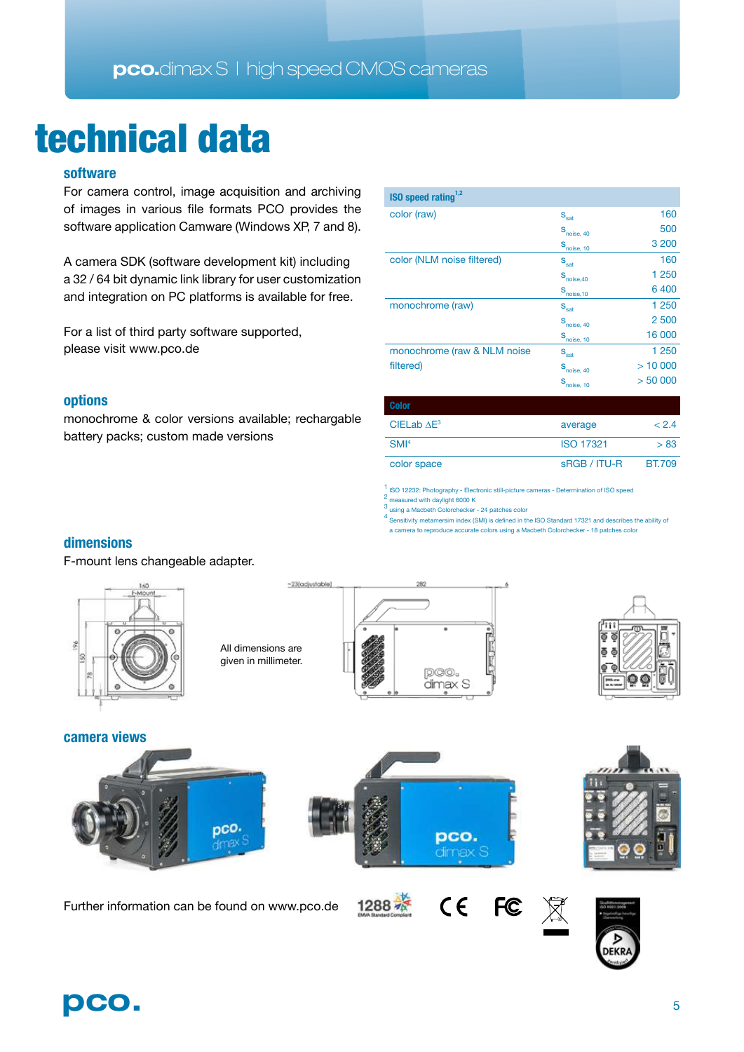# technical data

## software

For camera control, image acquisition and archiving of images in various file formats PCO provides the software application Camware (Windows XP, 7 and 8).

A camera SDK (software development kit) including a 32 / 64 bit dynamic link library for user customization and integration on PC platforms is available for free.

For a list of third party software supported, please visit www.pco.de

## options

monochrome & color versions available; rechargable battery packs; custom made versions

| ISO speed rating[1,2] | | |
|---|---|---|
| color (raw) | $S_{sat}$ | 160 |
| | $S_{noise, 40}$ | 500 |
| | $S_{noise, 10}$ | 3 200 |
| color (NLM noise filtered) | $S_{sat}$ | 160 |
| | $S_{noise,40}$ | 1 250 |
| | $S_{noise,10}$ | 6 400 |
| monochrome (raw) | $S_{sat}$ | 1 250 |
| | $S_{noise, 40}$ | 2 500 |
| | $S_{noise, 10}$ | 16 000 |
| monochrome (raw & NLM noise filtered) | $S_{sat}$ | 1 250 |
| | $S_{noise, 40}$ | > 10 000 |
| | $S_{noise, 10}$ | > 50 000 |

| Color | | |
|---|---|---|
| CIELab $\Delta E$[3] | average | < 2.4 |
| SMI[4] | ISO 17321 | > 83 |
| color space | sRGB / ITU-R | BT.709 |

[1] ISO 12232: Photography - Electronic still-picture cameras - Determination of ISO speed
[2] measured with daylight 6000 K
[3] using a Macbeth Colorchecker - 24 patches color
[4] Sensitivity metamersim index (SMI) is defined in the ISO Standard 17321 and describes the ability of a camera to reproduce accurate colors using a Macbeth Colorchecker - 18 patches color

## dimensions

F-mount lens changeable adapter.

All dimensions are given in millimeter.

## camera views

Further information can be found on www.pco.de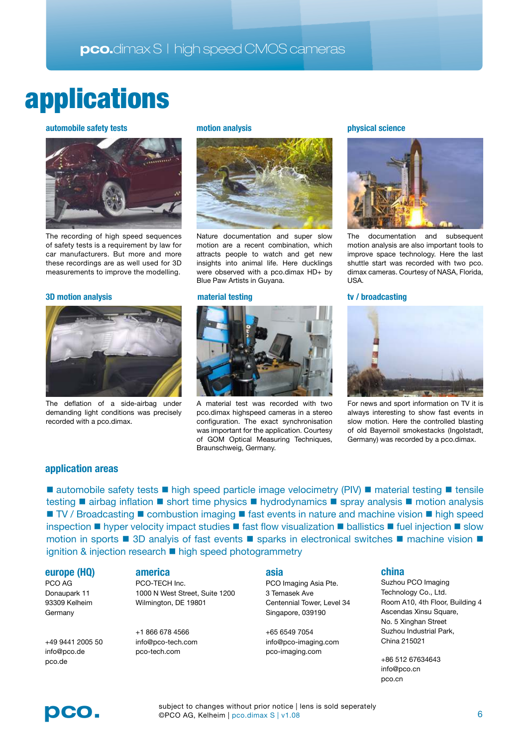# applications

## automobile safety tests

The recording of high speed sequences of safety tests is a requirement by law for car manufacturers. But more and more these recordings are as well used for 3D measurements to improve the modelling.

## motion analysis

Nature documentation and super slow motion are a recent combination, which attracts people to watch and get new insights into animal life. Here ducklings were observed with a pco.dimax HD+ by Blue Paw Artists in Guyana.

## physical science

The documentation and subsequent motion analysis are also important tools to improve space technology. Here the last shuttle start was recorded with two pco. dimax cameras. Courtesy of NASA, Florida, USA.

## 3D motion analysis

The deflation of a side-airbag under demanding light conditions was precisely recorded with a pco.dimax.

## material testing

A material test was recorded with two pco.dimax highspeed cameras in a stereo configuration. The exact synchronisation was important for the application. Courtesy of GOM Optical Measuring Techniques, Braunschweig, Germany.

## tv / broadcasting

For news and sport information on TV it is always interesting to show fast events in slow motion. Here the controlled blasting of old Bayernoil smokestacks (Ingolstadt, Germany) was recorded by a pco.dimax.

## application areas

■ automobile safety tests ■ high speed particle image velocimetry (PIV) ■ material testing ■ tensile testing ■ airbag inflation ■ short time physics ■ hydrodynamics ■ spray analysis ■ motion analysis ■ TV / Broadcasting ■ combustion imaging ■ fast events in nature and machine vision ■ high speed inspection ■ hyper velocity impact studies ■ fast flow visualization ■ ballistics ■ fuel injection ■ slow motion in sports ■ 3D analyis of fast events ■ sparks in electronical switches ■ machine vision ■ ignition & injection research ■ high speed photogrammetry

### europe (HQ)

PCO AG
Donaupark 11
93309 Kelheim
Germany

+49 9441 2005 50
info@pco.de
pco.de

### america

PCO-TECH Inc.
1000 N West Street, Suite 1200
Wilmington, DE 19801

+1 866 678 4566
info@pco-tech.com
pco-tech.com

### asia

PCO Imaging Asia Pte.
3 Temasek Ave
Centennial Tower, Level 34
Singapore, 039190

+65 6549 7054
info@pco-imaging.com
pco-imaging.com

### china

Suzhou PCO Imaging Technology Co., Ltd.
Room A10, 4th Floor, Building 4
Ascendas Xinsu Square,
No. 5 Xinghan Street
Suzhou Industrial Park,
China 215021

+86 512 67634643
info@pco.cn
pco.cn

subject to changes without prior notice | lens is sold seperately
©PCO AG, Kelheim | pco.dimax S | v1.08